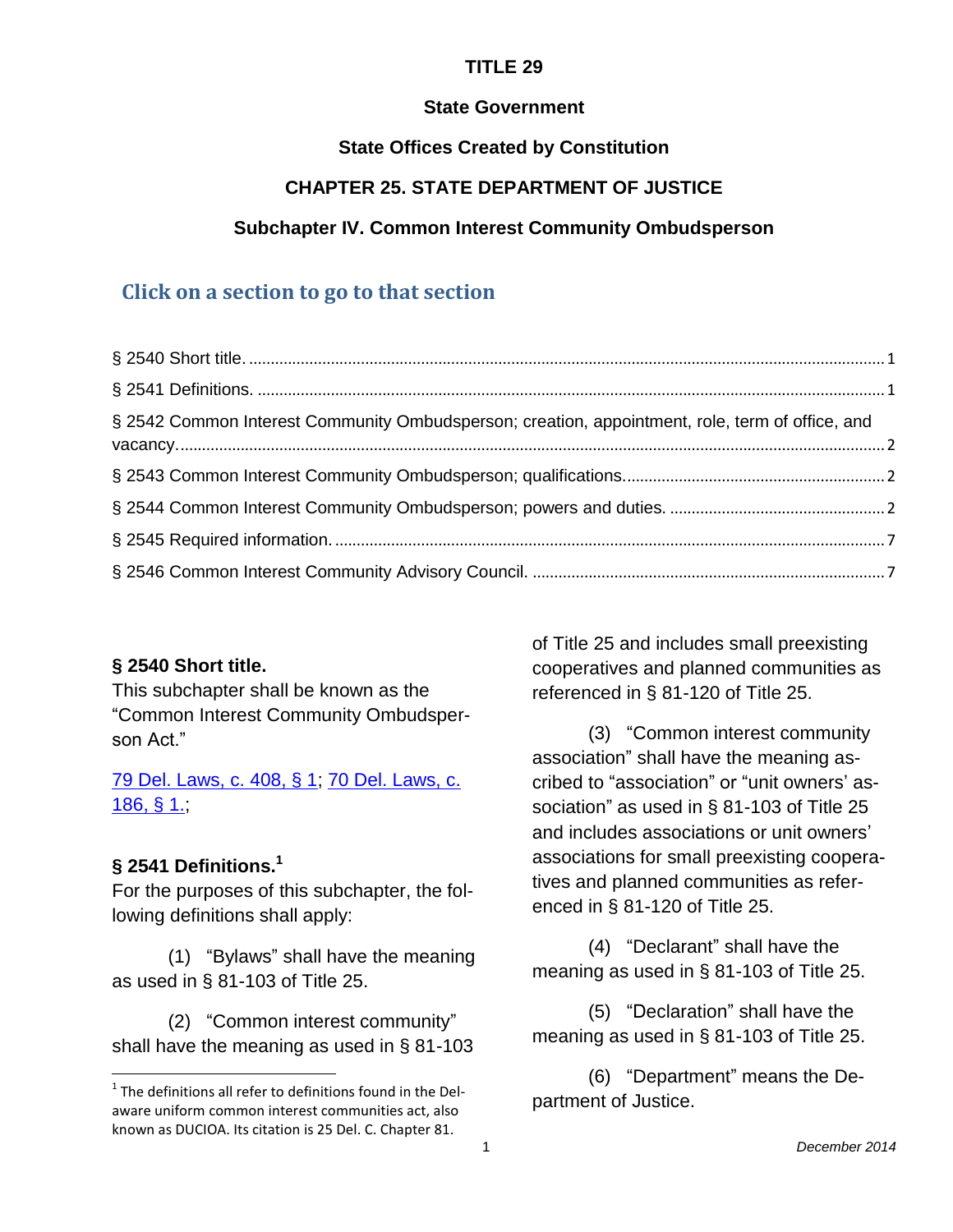**TITLE 29**

**State Government**

**State Offices Created by Constitution**

**CHAPTER 25. STATE DEPARTMENT OF JUSTICE**

**Subchapter IV. Common Interest Community Ombudsperson**

## Click on a section to go to that section

§ 2540 Short title. ........ 1

§ 2541 Definitions. ........ 1

§ 2542 Common Interest Community Ombudsperson; creation, appointment, role, term of office, and vacancy. ........ 2

§ 2543 Common Interest Community Ombudsperson; qualifications. ........ 2

§ 2544 Common Interest Community Ombudsperson; powers and duties. ........ 2

§ 2545 Required information. ........ 7

§ 2546 Common Interest Community Advisory Council. ........ 7

**§ 2540 Short title.**

This subchapter shall be known as the "Common Interest Community Ombudsperson Act."

79 Del. Laws, c. 408, § 1; 70 Del. Laws, c. 186, § 1.;

**§ 2541 Definitions.[1]**

For the purposes of this subchapter, the following definitions shall apply:

(1) "Bylaws" shall have the meaning as used in § 81-103 of Title 25.

(2) "Common interest community" shall have the meaning as used in § 81-103 of Title 25 and includes small preexisting cooperatives and planned communities as referenced in § 81-120 of Title 25.

(3) "Common interest community association" shall have the meaning ascribed to "association" or "unit owners' association" as used in § 81-103 of Title 25 and includes associations or unit owners' associations for small preexisting cooperatives and planned communities as referenced in § 81-120 of Title 25.

(4) "Declarant" shall have the meaning as used in § 81-103 of Title 25.

(5) "Declaration" shall have the meaning as used in § 81-103 of Title 25.

(6) "Department" means the Department of Justice.

[1] The definitions all refer to definitions found in the Delaware uniform common interest communities act, also known as DUCIOA. Its citation is 25 Del. C. Chapter 81.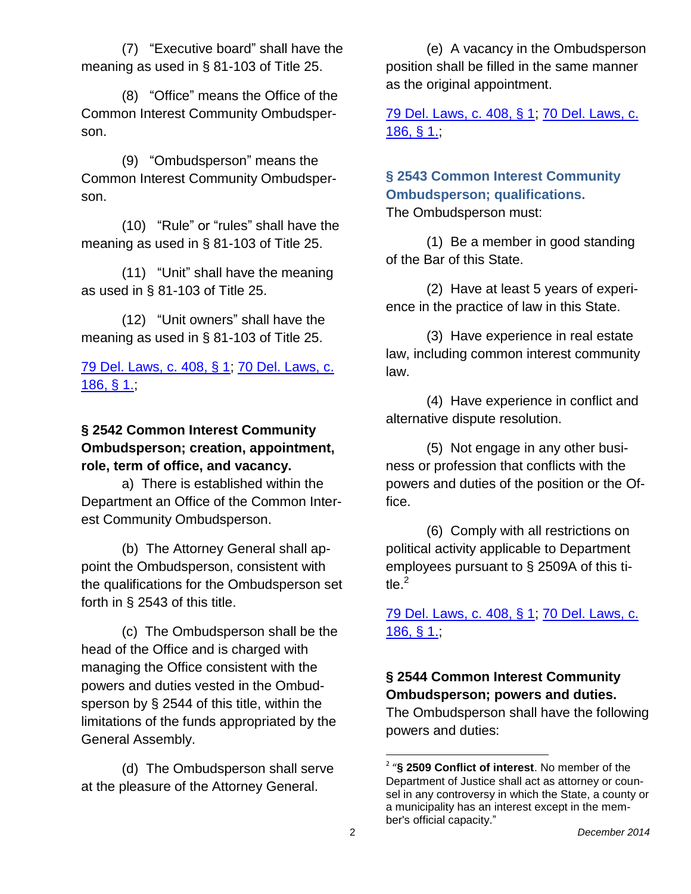(7) “Executive board” shall have the meaning as used in § 81-103 of Title 25.

(8) “Office” means the Office of the Common Interest Community Ombudsperson.

(9) “Ombudsperson” means the Common Interest Community Ombudsperson.

(10) “Rule” or “rules” shall have the meaning as used in § 81-103 of Title 25.

(11) “Unit” shall have the meaning as used in § 81-103 of Title 25.

(12) “Unit owners” shall have the meaning as used in § 81-103 of Title 25.

79 Del. Laws, c. 408, § 1; 70 Del. Laws, c. 186, § 1.;

**§ 2542 Common Interest Community Ombudsperson; creation, appointment, role, term of office, and vacancy.**

a) There is established within the Department an Office of the Common Interest Community Ombudsperson.

(b) The Attorney General shall appoint the Ombudsperson, consistent with the qualifications for the Ombudsperson set forth in § 2543 of this title.

(c) The Ombudsperson shall be the head of the Office and is charged with managing the Office consistent with the powers and duties vested in the Ombudsperson by § 2544 of this title, within the limitations of the funds appropriated by the General Assembly.

(d) The Ombudsperson shall serve at the pleasure of the Attorney General.

(e) A vacancy in the Ombudsperson position shall be filled in the same manner as the original appointment.

79 Del. Laws, c. 408, § 1; 70 Del. Laws, c. 186, § 1.;

**§ 2543 Common Interest Community Ombudsperson; qualifications.**

The Ombudsperson must:

(1) Be a member in good standing of the Bar of this State.

(2) Have at least 5 years of experience in the practice of law in this State.

(3) Have experience in real estate law, including common interest community law.

(4) Have experience in conflict and alternative dispute resolution.

(5) Not engage in any other business or profession that conflicts with the powers and duties of the position or the Office.

(6) Comply with all restrictions on political activity applicable to Department employees pursuant to § 2509A of this title.[2]

79 Del. Laws, c. 408, § 1; 70 Del. Laws, c. 186, § 1.;

**§ 2544 Common Interest Community Ombudsperson; powers and duties.**

The Ombudsperson shall have the following powers and duties:

---

[2] “**§ 2509 Conflict of interest**. No member of the Department of Justice shall act as attorney or counsel in any controversy in which the State, a county or a municipality has an interest except in the member's official capacity.”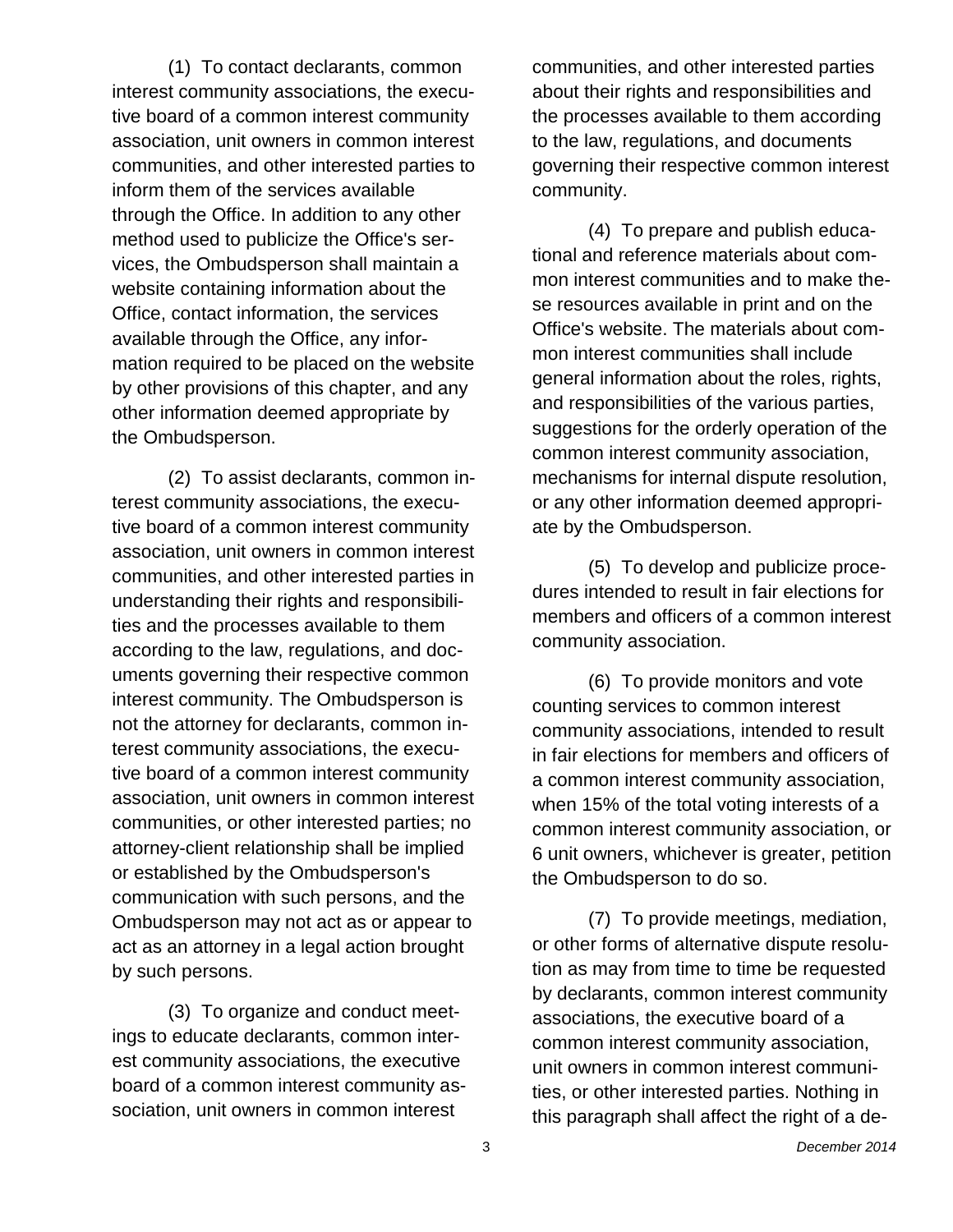(1) To contact declarants, common interest community associations, the executive board of a common interest community association, unit owners in common interest communities, and other interested parties to inform them of the services available through the Office. In addition to any other method used to publicize the Office's services, the Ombudsperson shall maintain a website containing information about the Office, contact information, the services available through the Office, any information required to be placed on the website by other provisions of this chapter, and any other information deemed appropriate by the Ombudsperson.

(2) To assist declarants, common interest community associations, the executive board of a common interest community association, unit owners in common interest communities, and other interested parties in understanding their rights and responsibilities and the processes available to them according to the law, regulations, and documents governing their respective common interest community. The Ombudsperson is not the attorney for declarants, common interest community associations, the executive board of a common interest community association, unit owners in common interest communities, or other interested parties; no attorney-client relationship shall be implied or established by the Ombudsperson's communication with such persons, and the Ombudsperson may not act as or appear to act as an attorney in a legal action brought by such persons.

(3) To organize and conduct meetings to educate declarants, common interest community associations, the executive board of a common interest community association, unit owners in common interest communities, and other interested parties about their rights and responsibilities and the processes available to them according to the law, regulations, and documents governing their respective common interest community.

(4) To prepare and publish educational and reference materials about common interest communities and to make these resources available in print and on the Office's website. The materials about common interest communities shall include general information about the roles, rights, and responsibilities of the various parties, suggestions for the orderly operation of the common interest community association, mechanisms for internal dispute resolution, or any other information deemed appropriate by the Ombudsperson.

(5) To develop and publicize procedures intended to result in fair elections for members and officers of a common interest community association.

(6) To provide monitors and vote counting services to common interest community associations, intended to result in fair elections for members and officers of a common interest community association, when 15% of the total voting interests of a common interest community association, or 6 unit owners, whichever is greater, petition the Ombudsperson to do so.

(7) To provide meetings, mediation, or other forms of alternative dispute resolution as may from time to time be requested by declarants, common interest community associations, the executive board of a common interest community association, unit owners in common interest communities, or other interested parties. Nothing in this paragraph shall affect the right of a de-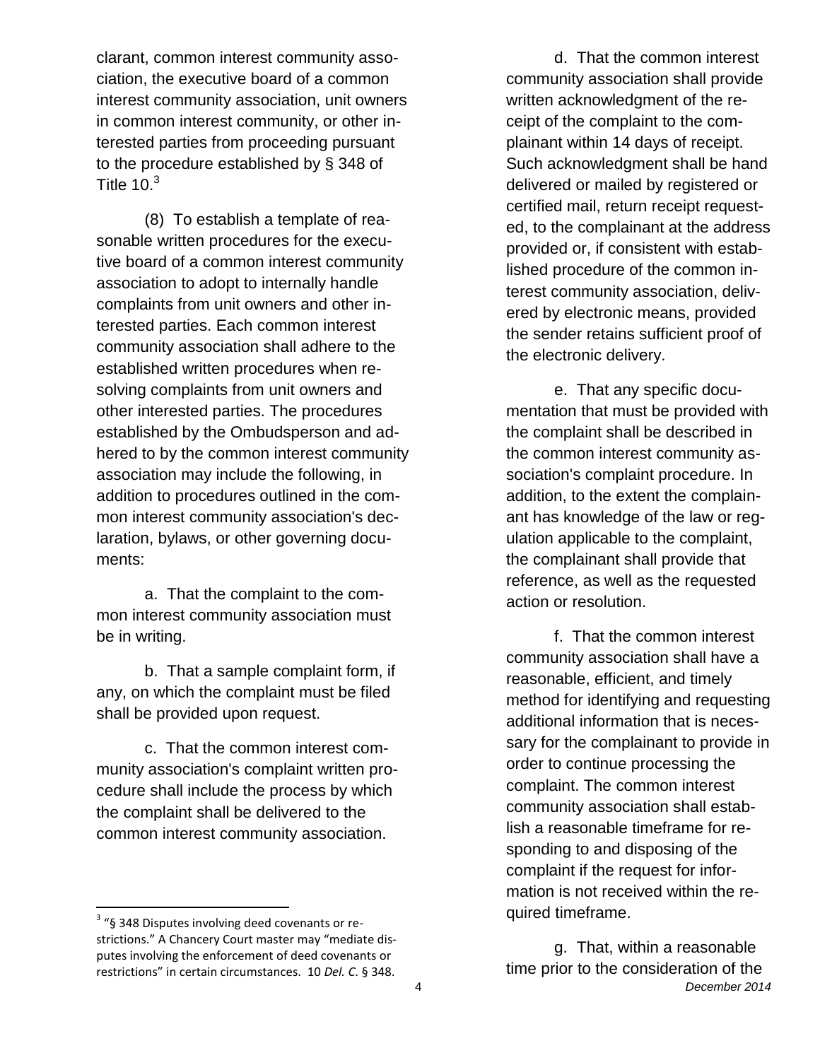clarant, common interest community association, the executive board of a common interest community association, unit owners in common interest community, or other interested parties from proceeding pursuant to the procedure established by § 348 of Title 10.[3]

(8) To establish a template of reasonable written procedures for the executive board of a common interest community association to adopt to internally handle complaints from unit owners and other interested parties. Each common interest community association shall adhere to the established written procedures when resolving complaints from unit owners and other interested parties. The procedures established by the Ombudsperson and adhered to by the common interest community association may include the following, in addition to procedures outlined in the common interest community association's declaration, bylaws, or other governing documents:

a. That the complaint to the common interest community association must be in writing.

b. That a sample complaint form, if any, on which the complaint must be filed shall be provided upon request.

c. That the common interest community association's complaint written procedure shall include the process by which the complaint shall be delivered to the common interest community association.

d. That the common interest community association shall provide written acknowledgment of the receipt of the complaint to the complainant within 14 days of receipt. Such acknowledgment shall be hand delivered or mailed by registered or certified mail, return receipt requested, to the complainant at the address provided or, if consistent with established procedure of the common interest community association, delivered by electronic means, provided the sender retains sufficient proof of the electronic delivery.

e. That any specific documentation that must be provided with the complaint shall be described in the common interest community association's complaint procedure. In addition, to the extent the complainant has knowledge of the law or regulation applicable to the complaint, the complainant shall provide that reference, as well as the requested action or resolution.

f. That the common interest community association shall have a reasonable, efficient, and timely method for identifying and requesting additional information that is necessary for the complainant to provide in order to continue processing the complaint. The common interest community association shall establish a reasonable timeframe for responding to and disposing of the complaint if the request for information is not received within the required timeframe.

g. That, within a reasonable time prior to the consideration of the

---

[3] "§ 348 Disputes involving deed covenants or restrictions." A Chancery Court master may "mediate disputes involving the enforcement of deed covenants or restrictions" in certain circumstances. 10 *Del. C*. § 348.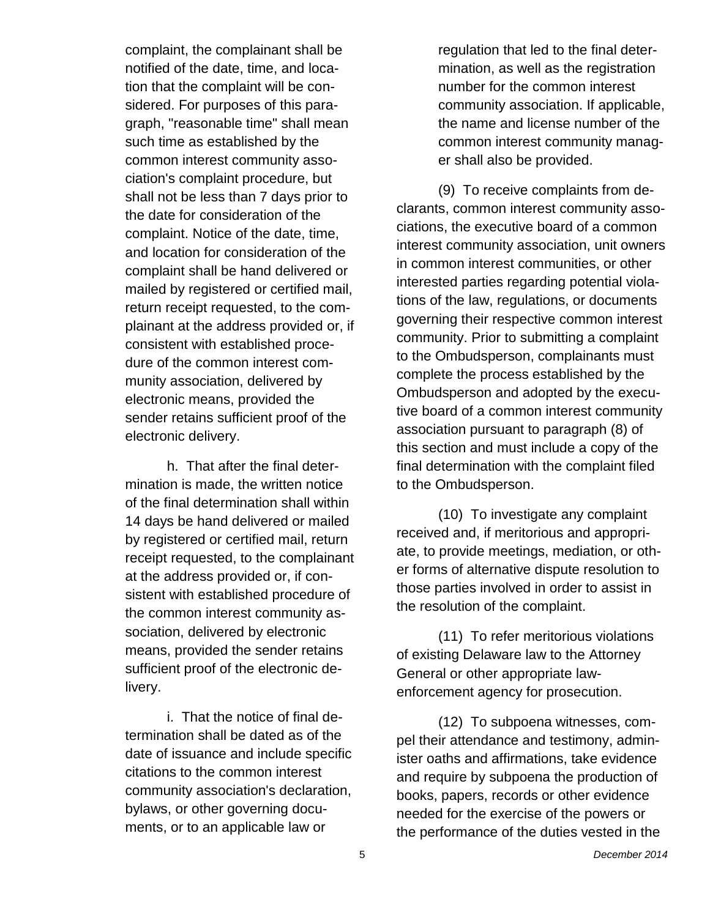complaint, the complainant shall be notified of the date, time, and location that the complaint will be considered. For purposes of this paragraph, "reasonable time" shall mean such time as established by the common interest community association's complaint procedure, but shall not be less than 7 days prior to the date for consideration of the complaint. Notice of the date, time, and location for consideration of the complaint shall be hand delivered or mailed by registered or certified mail, return receipt requested, to the complainant at the address provided or, if consistent with established procedure of the common interest community association, delivered by electronic means, provided the sender retains sufficient proof of the electronic delivery.

h. That after the final determination is made, the written notice of the final determination shall within 14 days be hand delivered or mailed by registered or certified mail, return receipt requested, to the complainant at the address provided or, if consistent with established procedure of the common interest community association, delivered by electronic means, provided the sender retains sufficient proof of the electronic delivery.

i. That the notice of final determination shall be dated as of the date of issuance and include specific citations to the common interest community association's declaration, bylaws, or other governing documents, or to an applicable law or regulation that led to the final determination, as well as the registration number for the common interest community association. If applicable, the name and license number of the common interest community manager shall also be provided.

(9) To receive complaints from declarants, common interest community associations, the executive board of a common interest community association, unit owners in common interest communities, or other interested parties regarding potential violations of the law, regulations, or documents governing their respective common interest community. Prior to submitting a complaint to the Ombudsperson, complainants must complete the process established by the Ombudsperson and adopted by the executive board of a common interest community association pursuant to paragraph (8) of this section and must include a copy of the final determination with the complaint filed to the Ombudsperson.

(10) To investigate any complaint received and, if meritorious and appropriate, to provide meetings, mediation, or other forms of alternative dispute resolution to those parties involved in order to assist in the resolution of the complaint.

(11) To refer meritorious violations of existing Delaware law to the Attorney General or other appropriate law-enforcement agency for prosecution.

(12) To subpoena witnesses, compel their attendance and testimony, administer oaths and affirmations, take evidence and require by subpoena the production of books, papers, records or other evidence needed for the exercise of the powers or the performance of the duties vested in the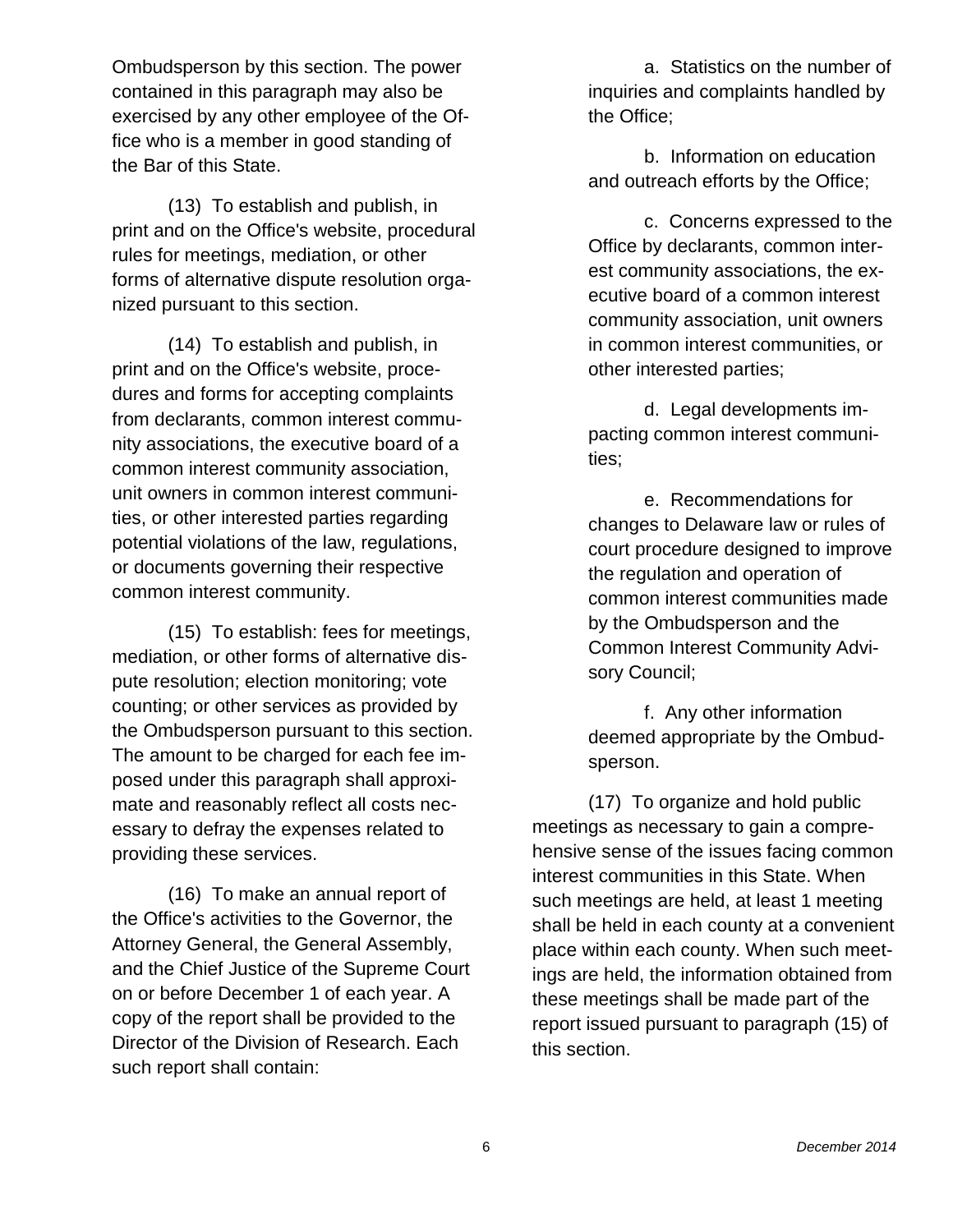Ombudsperson by this section. The power contained in this paragraph may also be exercised by any other employee of the Office who is a member in good standing of the Bar of this State.

(13) To establish and publish, in print and on the Office's website, procedural rules for meetings, mediation, or other forms of alternative dispute resolution organized pursuant to this section.

(14) To establish and publish, in print and on the Office's website, procedures and forms for accepting complaints from declarants, common interest community associations, the executive board of a common interest community association, unit owners in common interest communities, or other interested parties regarding potential violations of the law, regulations, or documents governing their respective common interest community.

(15) To establish: fees for meetings, mediation, or other forms of alternative dispute resolution; election monitoring; vote counting; or other services as provided by the Ombudsperson pursuant to this section. The amount to be charged for each fee imposed under this paragraph shall approximate and reasonably reflect all costs necessary to defray the expenses related to providing these services.

(16) To make an annual report of the Office's activities to the Governor, the Attorney General, the General Assembly, and the Chief Justice of the Supreme Court on or before December 1 of each year. A copy of the report shall be provided to the Director of the Division of Research. Each such report shall contain:

a. Statistics on the number of inquiries and complaints handled by the Office;

b. Information on education and outreach efforts by the Office;

c. Concerns expressed to the Office by declarants, common interest community associations, the executive board of a common interest community association, unit owners in common interest communities, or other interested parties;

d. Legal developments impacting common interest communities;

e. Recommendations for changes to Delaware law or rules of court procedure designed to improve the regulation and operation of common interest communities made by the Ombudsperson and the Common Interest Community Advisory Council;

f. Any other information deemed appropriate by the Ombudsperson.

(17) To organize and hold public meetings as necessary to gain a comprehensive sense of the issues facing common interest communities in this State. When such meetings are held, at least 1 meeting shall be held in each county at a convenient place within each county. When such meetings are held, the information obtained from these meetings shall be made part of the report issued pursuant to paragraph (15) of this section.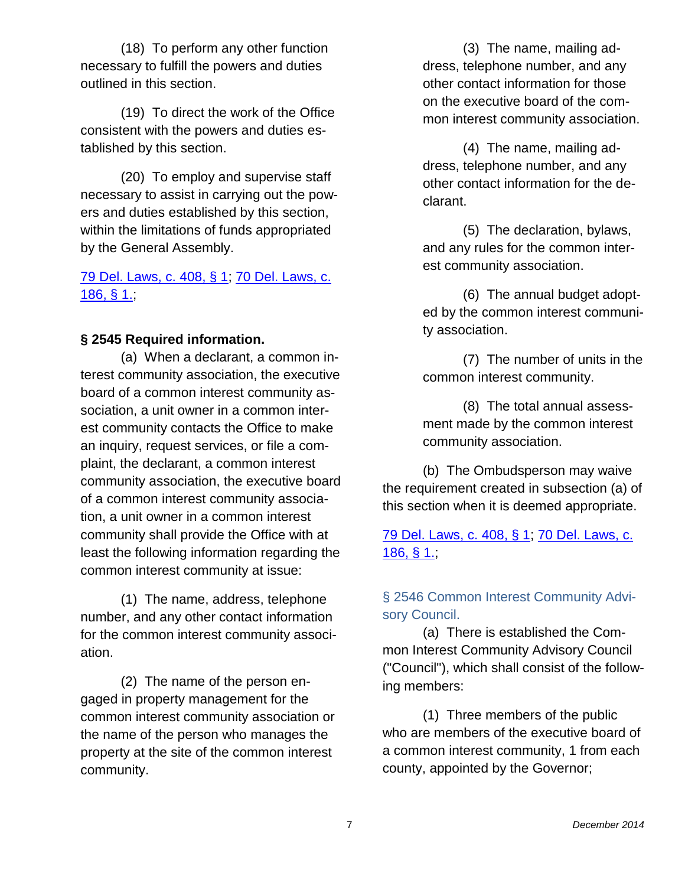(18) To perform any other function necessary to fulfill the powers and duties outlined in this section.

(19) To direct the work of the Office consistent with the powers and duties established by this section.

(20) To employ and supervise staff necessary to assist in carrying out the powers and duties established by this section, within the limitations of funds appropriated by the General Assembly.

79 Del. Laws, c. 408, § 1; 70 Del. Laws, c. 186, § 1.;

**§ 2545 Required information.**

(a) When a declarant, a common interest community association, the executive board of a common interest community association, a unit owner in a common interest community contacts the Office to make an inquiry, request services, or file a complaint, the declarant, a common interest community association, the executive board of a common interest community association, a unit owner in a common interest community shall provide the Office with at least the following information regarding the common interest community at issue:

(1) The name, address, telephone number, and any other contact information for the common interest community association.

(2) The name of the person engaged in property management for the common interest community association or the name of the person who manages the property at the site of the common interest community.

(3) The name, mailing address, telephone number, and any other contact information for those on the executive board of the common interest community association.

(4) The name, mailing address, telephone number, and any other contact information for the declarant.

(5) The declaration, bylaws, and any rules for the common interest community association.

(6) The annual budget adopted by the common interest community association.

(7) The number of units in the common interest community.

(8) The total annual assessment made by the common interest community association.

(b) The Ombudsperson may waive the requirement created in subsection (a) of this section when it is deemed appropriate.

79 Del. Laws, c. 408, § 1; 70 Del. Laws, c. 186, § 1.;

§ 2546 Common Interest Community Advisory Council.

(a) There is established the Common Interest Community Advisory Council ("Council"), which shall consist of the following members:

(1) Three members of the public who are members of the executive board of a common interest community, 1 from each county, appointed by the Governor;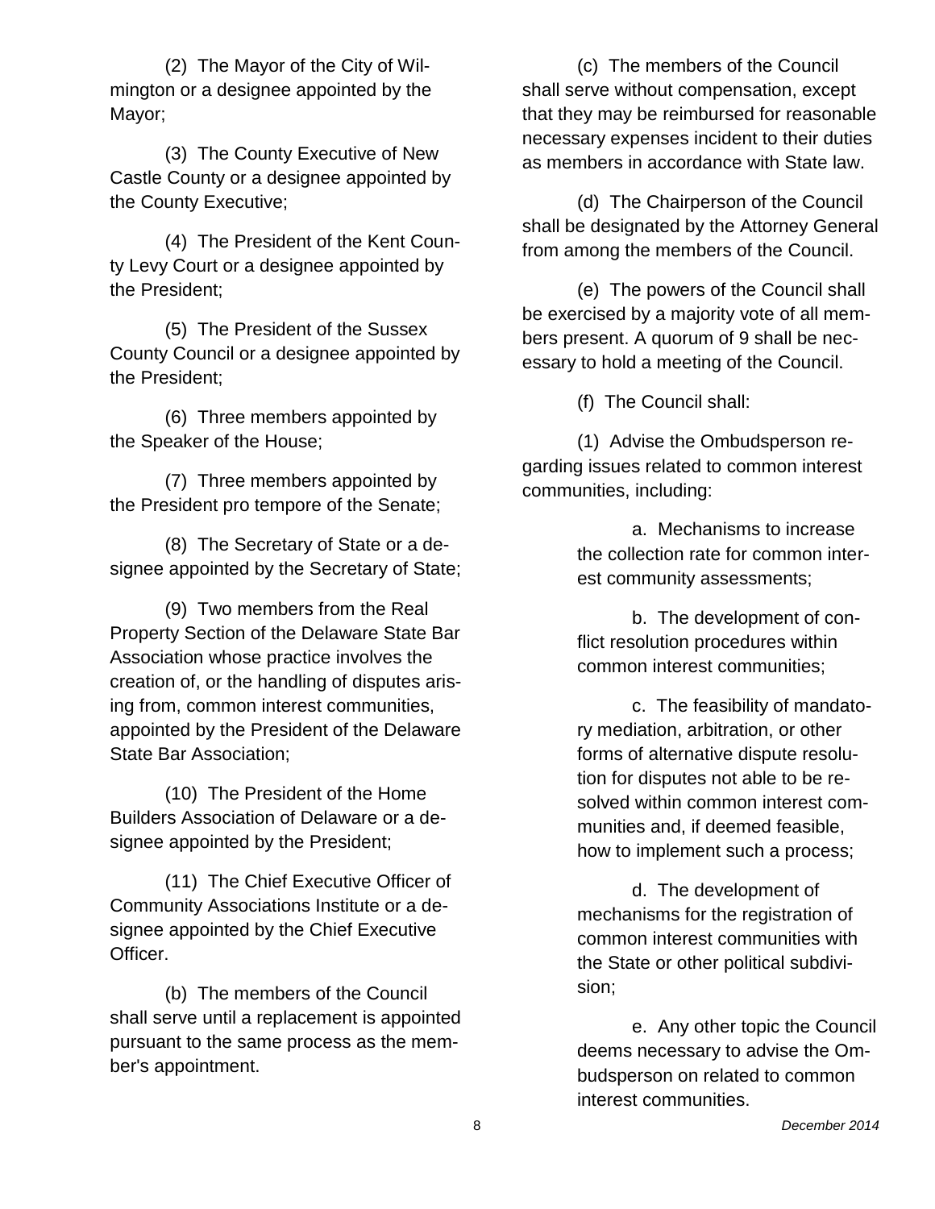(2) The Mayor of the City of Wilmington or a designee appointed by the Mayor;

(3) The County Executive of New Castle County or a designee appointed by the County Executive;

(4) The President of the Kent County Levy Court or a designee appointed by the President;

(5) The President of the Sussex County Council or a designee appointed by the President;

(6) Three members appointed by the Speaker of the House;

(7) Three members appointed by the President pro tempore of the Senate;

(8) The Secretary of State or a designee appointed by the Secretary of State;

(9) Two members from the Real Property Section of the Delaware State Bar Association whose practice involves the creation of, or the handling of disputes arising from, common interest communities, appointed by the President of the Delaware State Bar Association;

(10) The President of the Home Builders Association of Delaware or a designee appointed by the President;

(11) The Chief Executive Officer of Community Associations Institute or a designee appointed by the Chief Executive Officer.

(b) The members of the Council shall serve until a replacement is appointed pursuant to the same process as the member's appointment.

(c) The members of the Council shall serve without compensation, except that they may be reimbursed for reasonable necessary expenses incident to their duties as members in accordance with State law.

(d) The Chairperson of the Council shall be designated by the Attorney General from among the members of the Council.

(e) The powers of the Council shall be exercised by a majority vote of all members present. A quorum of 9 shall be necessary to hold a meeting of the Council.

(f) The Council shall:

(1) Advise the Ombudsperson regarding issues related to common interest communities, including:

a. Mechanisms to increase the collection rate for common interest community assessments;

b. The development of conflict resolution procedures within common interest communities;

c. The feasibility of mandatory mediation, arbitration, or other forms of alternative dispute resolution for disputes not able to be resolved within common interest communities and, if deemed feasible, how to implement such a process;

d. The development of mechanisms for the registration of common interest communities with the State or other political subdivision;

e. Any other topic the Council deems necessary to advise the Ombudsperson on related to common interest communities.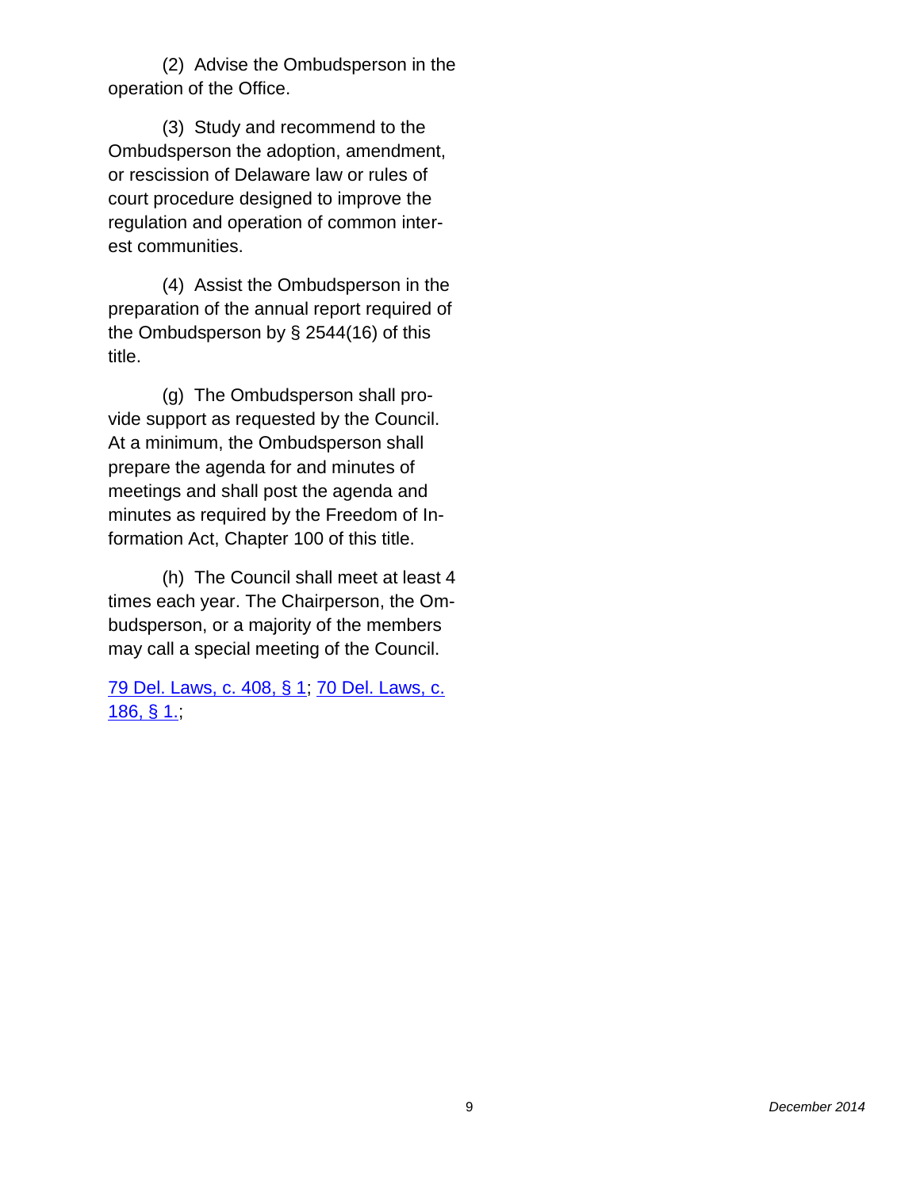(2) Advise the Ombudsperson in the operation of the Office.

(3) Study and recommend to the Ombudsperson the adoption, amendment, or rescission of Delaware law or rules of court procedure designed to improve the regulation and operation of common interest communities.

(4) Assist the Ombudsperson in the preparation of the annual report required of the Ombudsperson by § 2544(16) of this title.

(g) The Ombudsperson shall provide support as requested by the Council. At a minimum, the Ombudsperson shall prepare the agenda for and minutes of meetings and shall post the agenda and minutes as required by the Freedom of Information Act, Chapter 100 of this title.

(h) The Council shall meet at least 4 times each year. The Chairperson, the Ombudsperson, or a majority of the members may call a special meeting of the Council.

79 Del. Laws, c. 408, § 1; 70 Del. Laws, c. 186, § 1.;